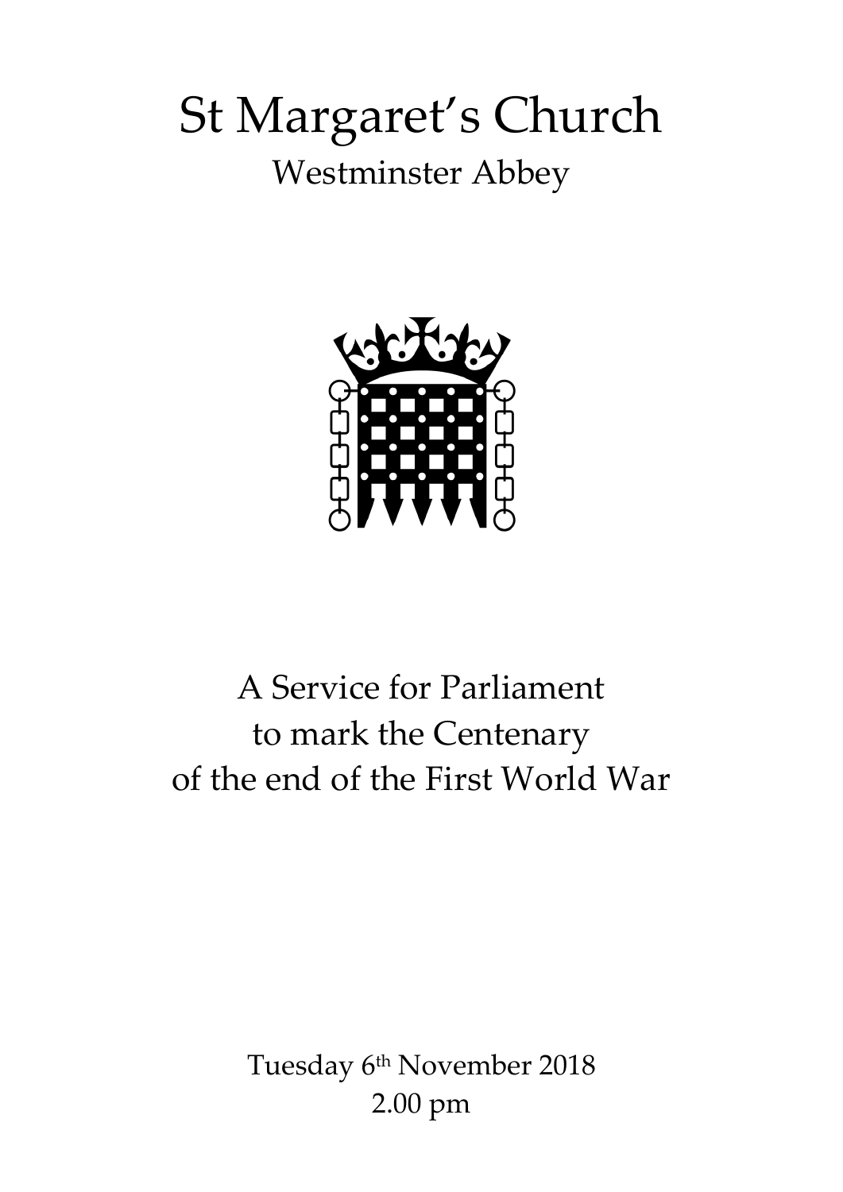# St Margaret's Church

## Westminster Abbey

A Service for Parliament
to mark the Centenary
of the end of the First World War

Tuesday 6th November 2018
2.00 pm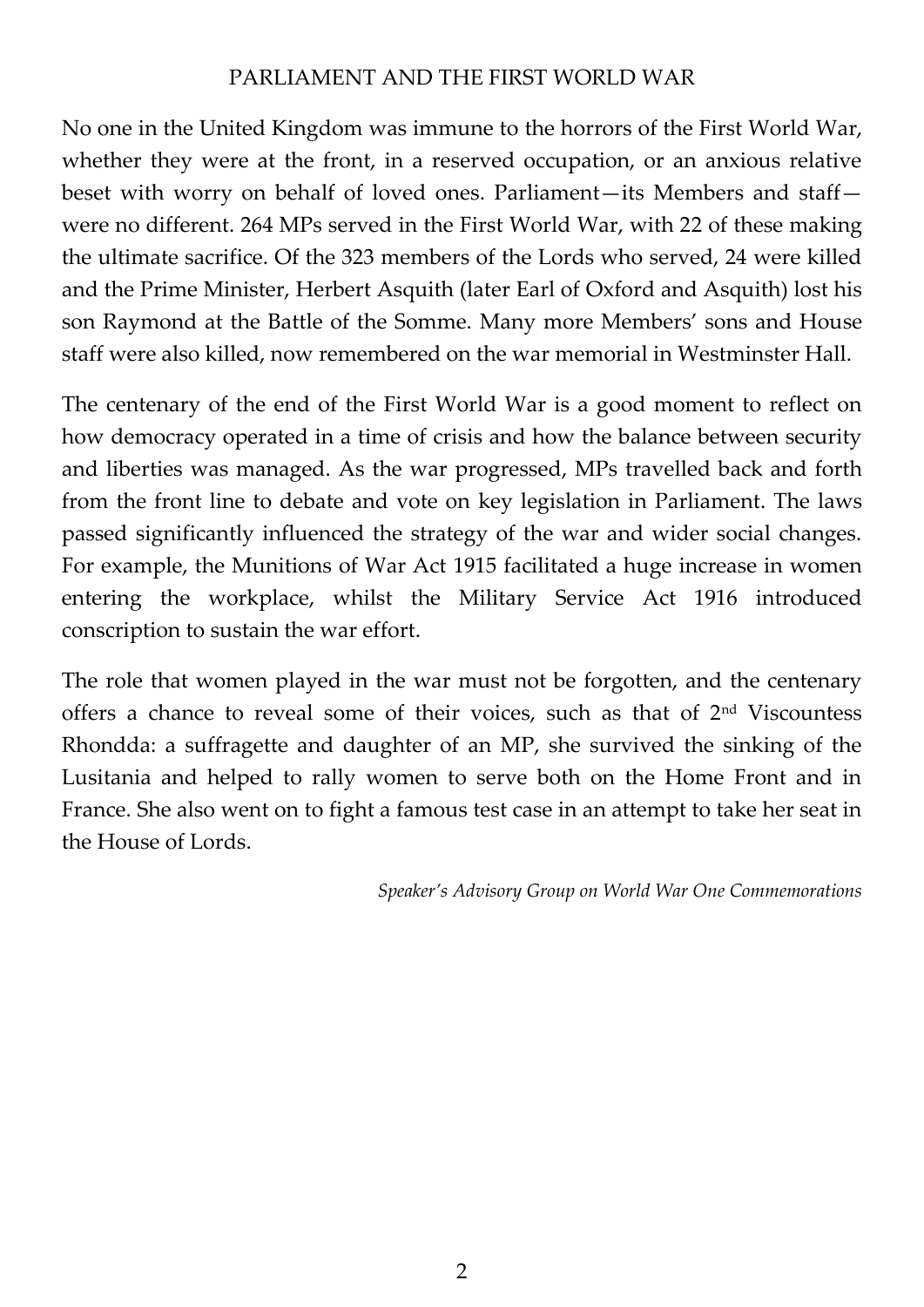# PARLIAMENT AND THE FIRST WORLD WAR

No one in the United Kingdom was immune to the horrors of the First World War, whether they were at the front, in a reserved occupation, or an anxious relative beset with worry on behalf of loved ones. Parliament—its Members and staff—were no different. 264 MPs served in the First World War, with 22 of these making the ultimate sacrifice. Of the 323 members of the Lords who served, 24 were killed and the Prime Minister, Herbert Asquith (later Earl of Oxford and Asquith) lost his son Raymond at the Battle of the Somme. Many more Members' sons and House staff were also killed, now remembered on the war memorial in Westminster Hall.

The centenary of the end of the First World War is a good moment to reflect on how democracy operated in a time of crisis and how the balance between security and liberties was managed. As the war progressed, MPs travelled back and forth from the front line to debate and vote on key legislation in Parliament. The laws passed significantly influenced the strategy of the war and wider social changes. For example, the Munitions of War Act 1915 facilitated a huge increase in women entering the workplace, whilst the Military Service Act 1916 introduced conscription to sustain the war effort.

The role that women played in the war must not be forgotten, and the centenary offers a chance to reveal some of their voices, such as that of 2nd Viscountess Rhondda: a suffragette and daughter of an MP, she survived the sinking of the Lusitania and helped to rally women to serve both on the Home Front and in France. She also went on to fight a famous test case in an attempt to take her seat in the House of Lords.

*Speaker's Advisory Group on World War One Commemorations*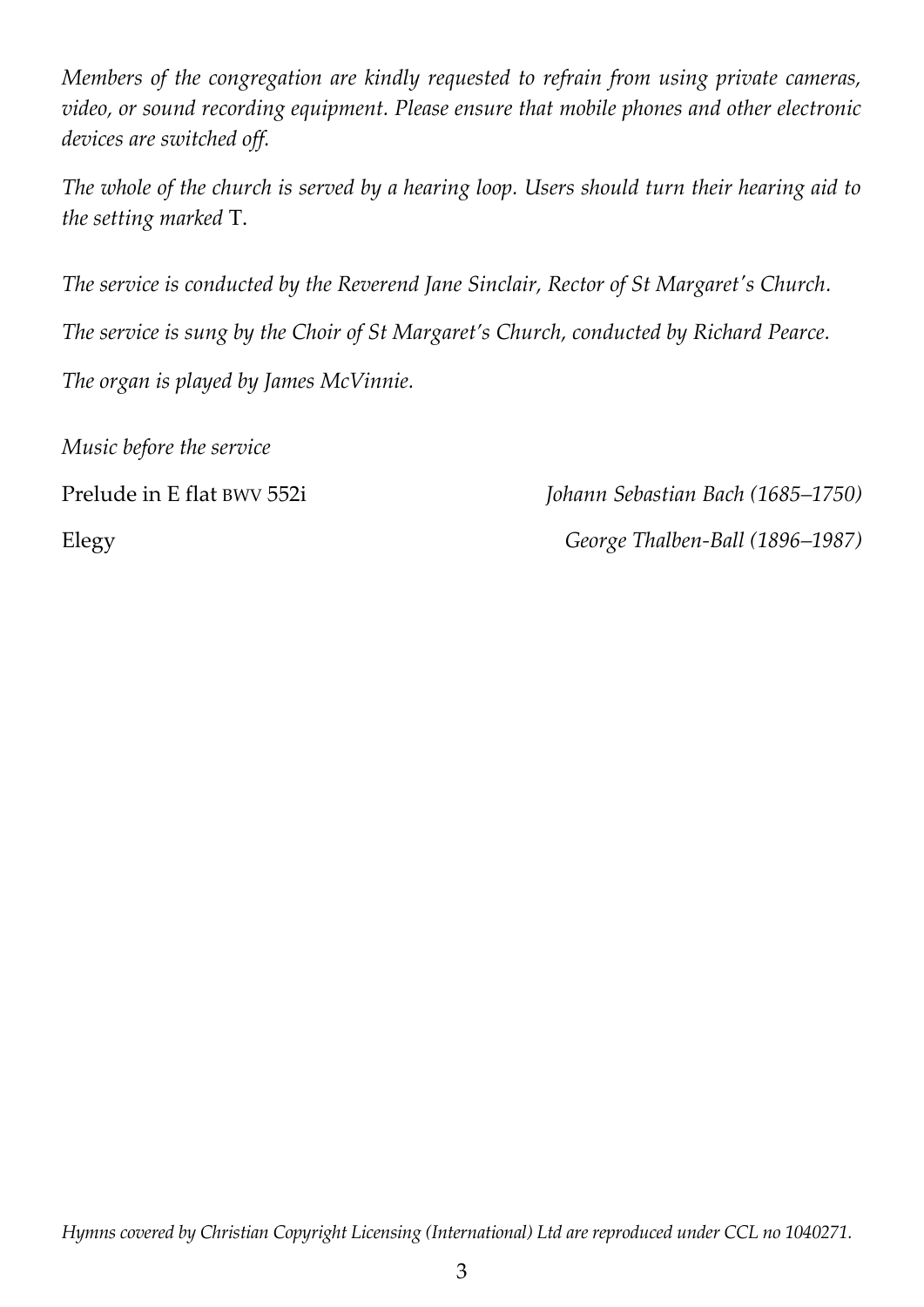*Members of the congregation are kindly requested to refrain from using private cameras, video, or sound recording equipment. Please ensure that mobile phones and other electronic devices are switched off.*

*The whole of the church is served by a hearing loop. Users should turn their hearing aid to the setting marked* T.

*The service is conducted by the Reverend Jane Sinclair, Rector of St Margaret's Church.*

*The service is sung by the Choir of St Margaret's Church, conducted by Richard Pearce.*

*The organ is played by James McVinnie.*

*Music before the service*

Prelude in E flat BWV 552i — *Johann Sebastian Bach (1685–1750)*

Elegy — *George Thalben-Ball (1896–1987)*

*Hymns covered by Christian Copyright Licensing (International) Ltd are reproduced under CCL no 1040271.*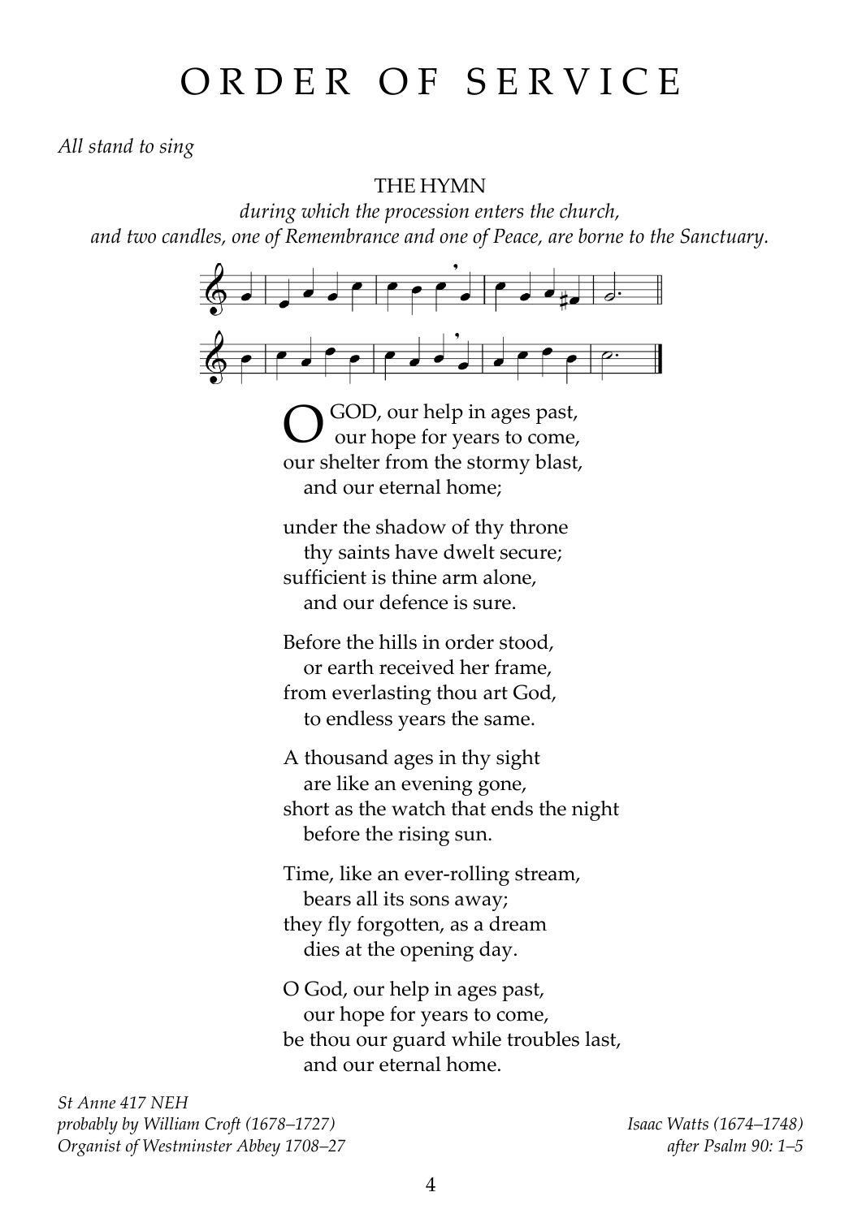# ORDER OF SERVICE

*All stand to sing*

THE HYMN

*during which the procession enters the church, and two candles, one of Remembrance and one of Peace, are borne to the Sanctuary.*

O GOD, our help in ages past,
   our hope for years to come,
our shelter from the stormy blast,
   and our eternal home;

under the shadow of thy throne
   thy saints have dwelt secure;
sufficient is thine arm alone,
   and our defence is sure.

Before the hills in order stood,
   or earth received her frame,
from everlasting thou art God,
   to endless years the same.

A thousand ages in thy sight
   are like an evening gone,
short as the watch that ends the night
   before the rising sun.

Time, like an ever-rolling stream,
   bears all its sons away;
they fly forgotten, as a dream
   dies at the opening day.

O God, our help in ages past,
   our hope for years to come,
be thou our guard while troubles last,
   and our eternal home.

*St Anne 417 NEH*
*probably by William Croft (1678–1727)*
*Organist of Westminster Abbey 1708–27*

*Isaac Watts (1674–1748)*
*after Psalm 90: 1–5*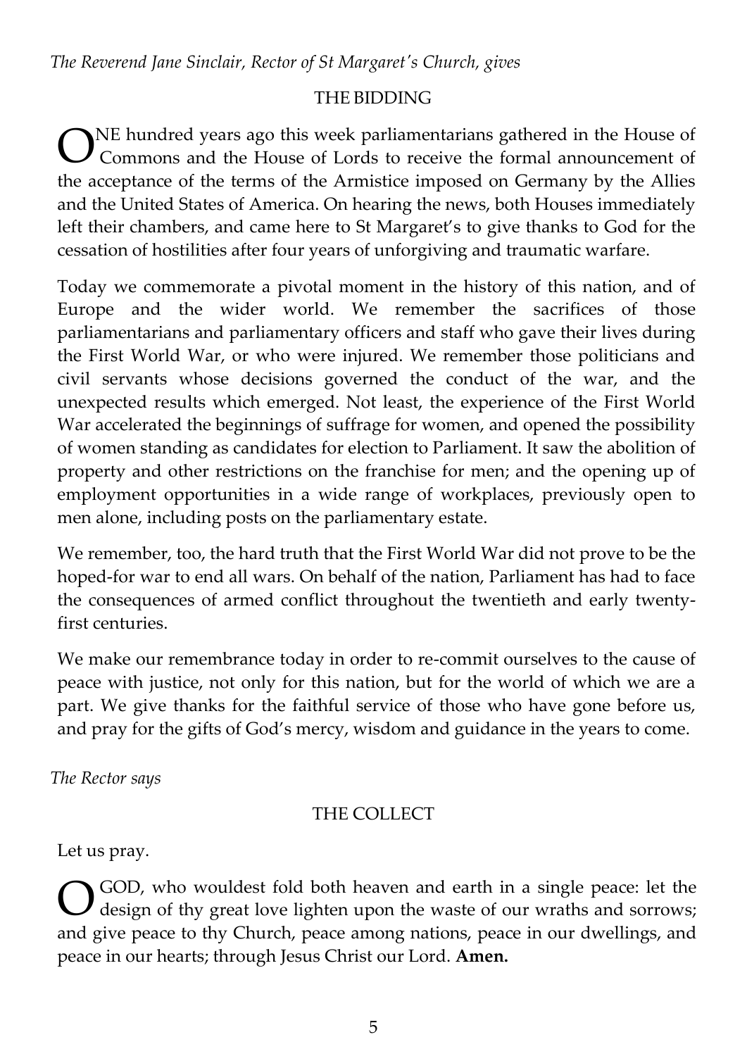*The Reverend Jane Sinclair, Rector of St Margaret's Church, gives*

## THE BIDDING

ONE hundred years ago this week parliamentarians gathered in the House of Commons and the House of Lords to receive the formal announcement of the acceptance of the terms of the Armistice imposed on Germany by the Allies and the United States of America. On hearing the news, both Houses immediately left their chambers, and came here to St Margaret's to give thanks to God for the cessation of hostilities after four years of unforgiving and traumatic warfare.

Today we commemorate a pivotal moment in the history of this nation, and of Europe and the wider world. We remember the sacrifices of those parliamentarians and parliamentary officers and staff who gave their lives during the First World War, or who were injured. We remember those politicians and civil servants whose decisions governed the conduct of the war, and the unexpected results which emerged. Not least, the experience of the First World War accelerated the beginnings of suffrage for women, and opened the possibility of women standing as candidates for election to Parliament. It saw the abolition of property and other restrictions on the franchise for men; and the opening up of employment opportunities in a wide range of workplaces, previously open to men alone, including posts on the parliamentary estate.

We remember, too, the hard truth that the First World War did not prove to be the hoped-for war to end all wars. On behalf of the nation, Parliament has had to face the consequences of armed conflict throughout the twentieth and early twenty-first centuries.

We make our remembrance today in order to re-commit ourselves to the cause of peace with justice, not only for this nation, but for the world of which we are a part. We give thanks for the faithful service of those who have gone before us, and pray for the gifts of God's mercy, wisdom and guidance in the years to come.

*The Rector says*

## THE COLLECT

Let us pray.

O GOD, who wouldest fold both heaven and earth in a single peace: let the design of thy great love lighten upon the waste of our wraths and sorrows; and give peace to thy Church, peace among nations, peace in our dwellings, and peace in our hearts; through Jesus Christ our Lord. **Amen.**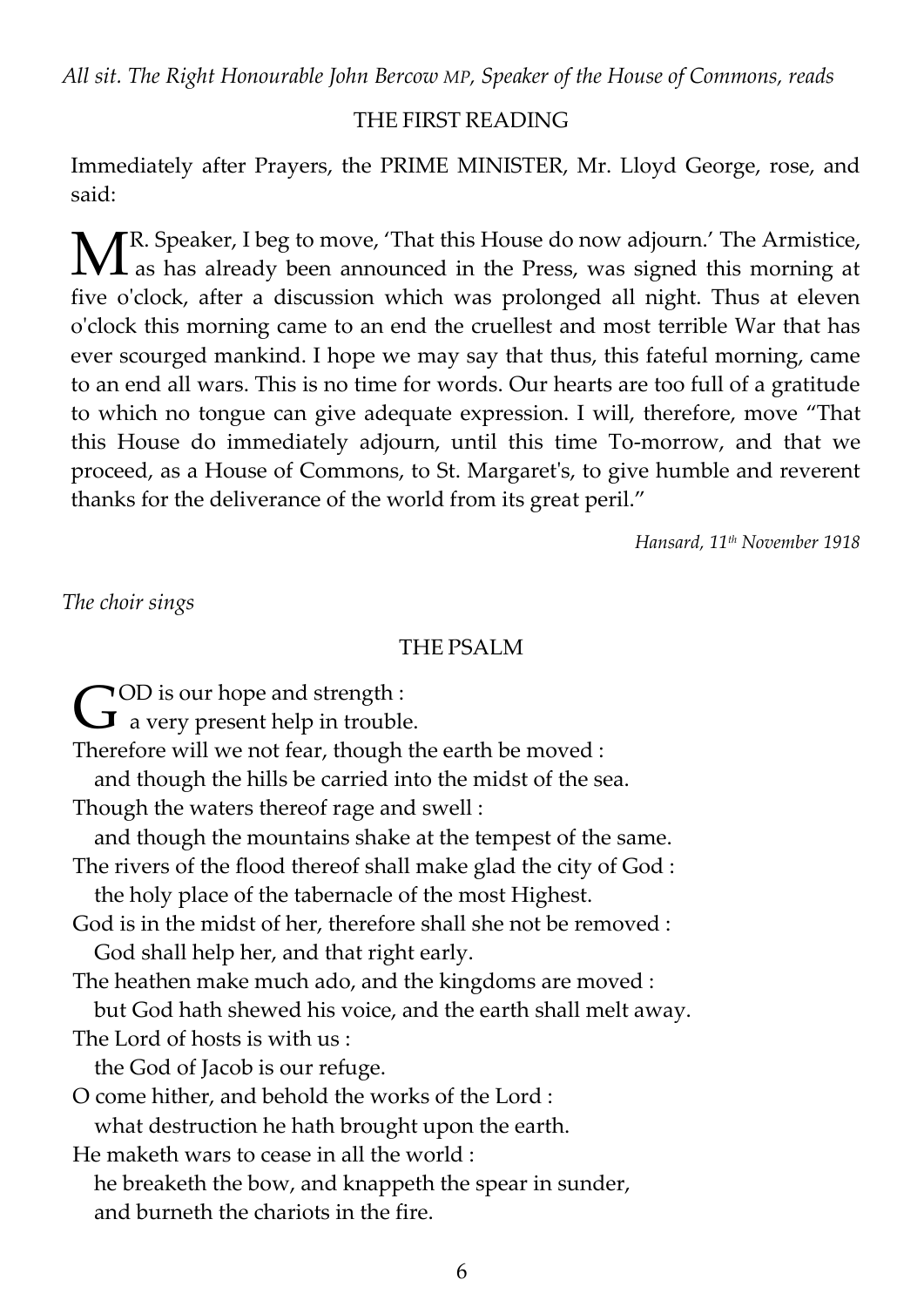*All sit. The Right Honourable John Bercow MP, Speaker of the House of Commons, reads*

## THE FIRST READING

Immediately after Prayers, the PRIME MINISTER, Mr. Lloyd George, rose, and said:

MR. Speaker, I beg to move, 'That this House do now adjourn.' The Armistice, as has already been announced in the Press, was signed this morning at five o'clock, after a discussion which was prolonged all night. Thus at eleven o'clock this morning came to an end the cruellest and most terrible War that has ever scourged mankind. I hope we may say that thus, this fateful morning, came to an end all wars. This is no time for words. Our hearts are too full of a gratitude to which no tongue can give adequate expression. I will, therefore, move "That this House do immediately adjourn, until this time To-morrow, and that we proceed, as a House of Commons, to St. Margaret's, to give humble and reverent thanks for the deliverance of the world from its great peril."

*Hansard, 11th November 1918*

*The choir sings*

## THE PSALM

GOD is our hope and strength :  
a very present help in trouble.  
Therefore will we not fear, though the earth be moved :  
and though the hills be carried into the midst of the sea.  
Though the waters thereof rage and swell :  
and though the mountains shake at the tempest of the same.  
The rivers of the flood thereof shall make glad the city of God :  
the holy place of the tabernacle of the most Highest.  
God is in the midst of her, therefore shall she not be removed :  
God shall help her, and that right early.  
The heathen make much ado, and the kingdoms are moved :  
but God hath shewed his voice, and the earth shall melt away.  
The Lord of hosts is with us :  
the God of Jacob is our refuge.  
O come hither, and behold the works of the Lord :  
what destruction he hath brought upon the earth.  
He maketh wars to cease in all the world :  
he breaketh the bow, and knappeth the spear in sunder,  
and burneth the chariots in the fire.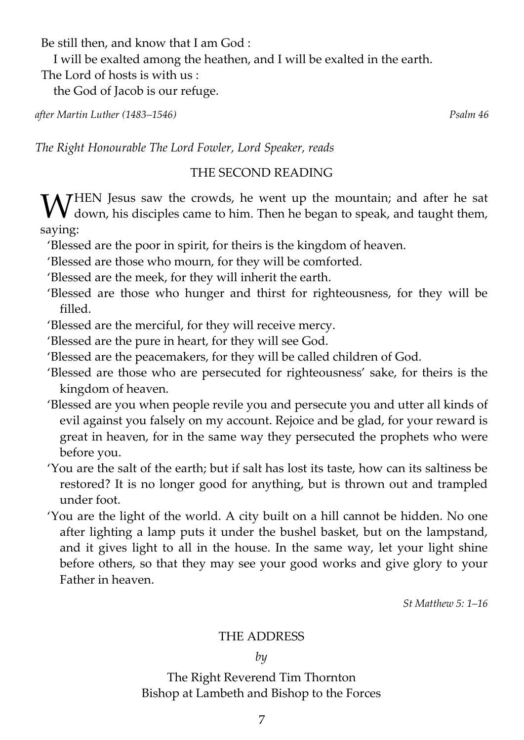Be still then, and know that I am God :
  I will be exalted among the heathen, and I will be exalted in the earth.
The Lord of hosts is with us :
  the God of Jacob is our refuge.

*after Martin Luther (1483–1546)* *Psalm 46*

*The Right Honourable The Lord Fowler, Lord Speaker, reads*

## THE SECOND READING

WHEN Jesus saw the crowds, he went up the mountain; and after he sat down, his disciples came to him. Then he began to speak, and taught them, saying:

'Blessed are the poor in spirit, for theirs is the kingdom of heaven.

'Blessed are those who mourn, for they will be comforted.

'Blessed are the meek, for they will inherit the earth.

'Blessed are those who hunger and thirst for righteousness, for they will be filled.

'Blessed are the merciful, for they will receive mercy.

'Blessed are the pure in heart, for they will see God.

'Blessed are the peacemakers, for they will be called children of God.

'Blessed are those who are persecuted for righteousness' sake, for theirs is the kingdom of heaven.

'Blessed are you when people revile you and persecute you and utter all kinds of evil against you falsely on my account. Rejoice and be glad, for your reward is great in heaven, for in the same way they persecuted the prophets who were before you.

'You are the salt of the earth; but if salt has lost its taste, how can its saltiness be restored? It is no longer good for anything, but is thrown out and trampled under foot.

'You are the light of the world. A city built on a hill cannot be hidden. No one after lighting a lamp puts it under the bushel basket, but on the lampstand, and it gives light to all in the house. In the same way, let your light shine before others, so that they may see your good works and give glory to your Father in heaven.

*St Matthew 5: 1–16*

## THE ADDRESS

*by*

The Right Reverend Tim Thornton
Bishop at Lambeth and Bishop to the Forces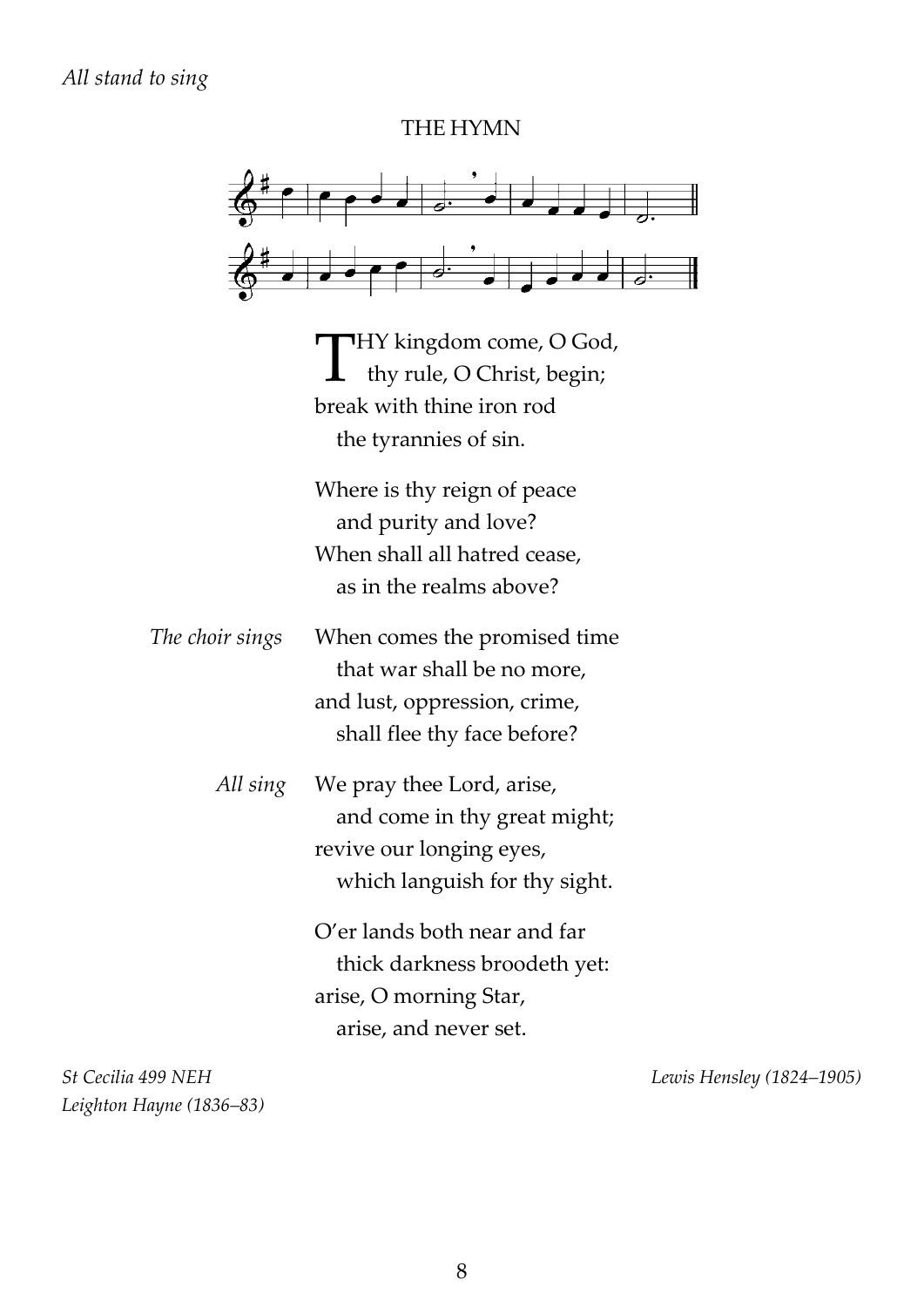*All stand to sing*

## THE HYMN

THY kingdom come, O God,  
  thy rule, O Christ, begin;  
break with thine iron rod  
  the tyrannies of sin.

Where is thy reign of peace  
  and purity and love?  
When shall all hatred cease,  
  as in the realms above?

*The choir sings*

When comes the promised time  
  that war shall be no more,  
and lust, oppression, crime,  
  shall flee thy face before?

*All sing*

We pray thee Lord, arise,  
  and come in thy great might;  
revive our longing eyes,  
  which languish for thy sight.

O'er lands both near and far  
  thick darkness broodeth yet:  
arise, O morning Star,  
  arise, and never set.

*St Cecilia 499 NEH*  
*Leighton Hayne (1836–83)*

*Lewis Hensley (1824–1905)*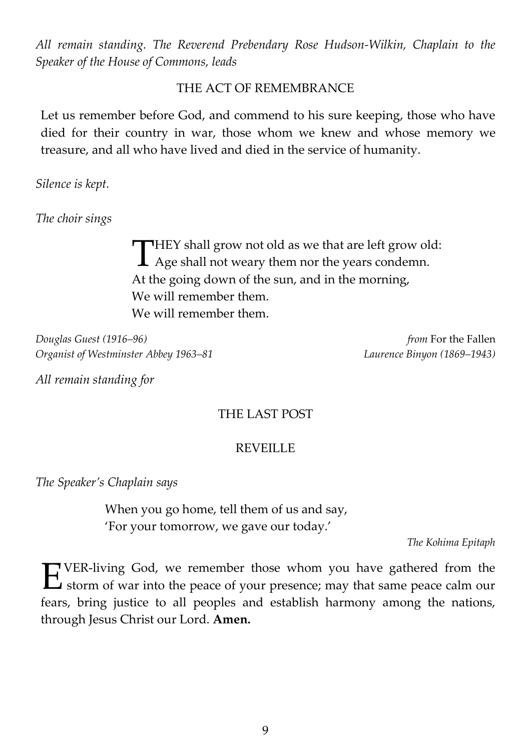*All remain standing. The Reverend Prebendary Rose Hudson-Wilkin, Chaplain to the Speaker of the House of Commons, leads*

## THE ACT OF REMEMBRANCE

Let us remember before God, and commend to his sure keeping, those who have died for their country in war, those whom we knew and whose memory we treasure, and all who have lived and died in the service of humanity.

*Silence is kept.*

*The choir sings*

> THEY shall grow not old as we that are left grow old:
> Age shall not weary them nor the years condemn.
> At the going down of the sun, and in the morning,
> We will remember them.
> We will remember them.

*Douglas Guest (1916–96)*
*Organist of Westminster Abbey 1963–81*

*from* For the Fallen
*Laurence Binyon (1869–1943)*

*All remain standing for*

## THE LAST POST

## REVEILLE

*The Speaker's Chaplain says*

> When you go home, tell them of us and say,
> 'For your tomorrow, we gave our today.'

*The Kohima Epitaph*

EVER-living God, we remember those whom you have gathered from the storm of war into the peace of your presence; may that same peace calm our fears, bring justice to all peoples and establish harmony among the nations, through Jesus Christ our Lord. **Amen.**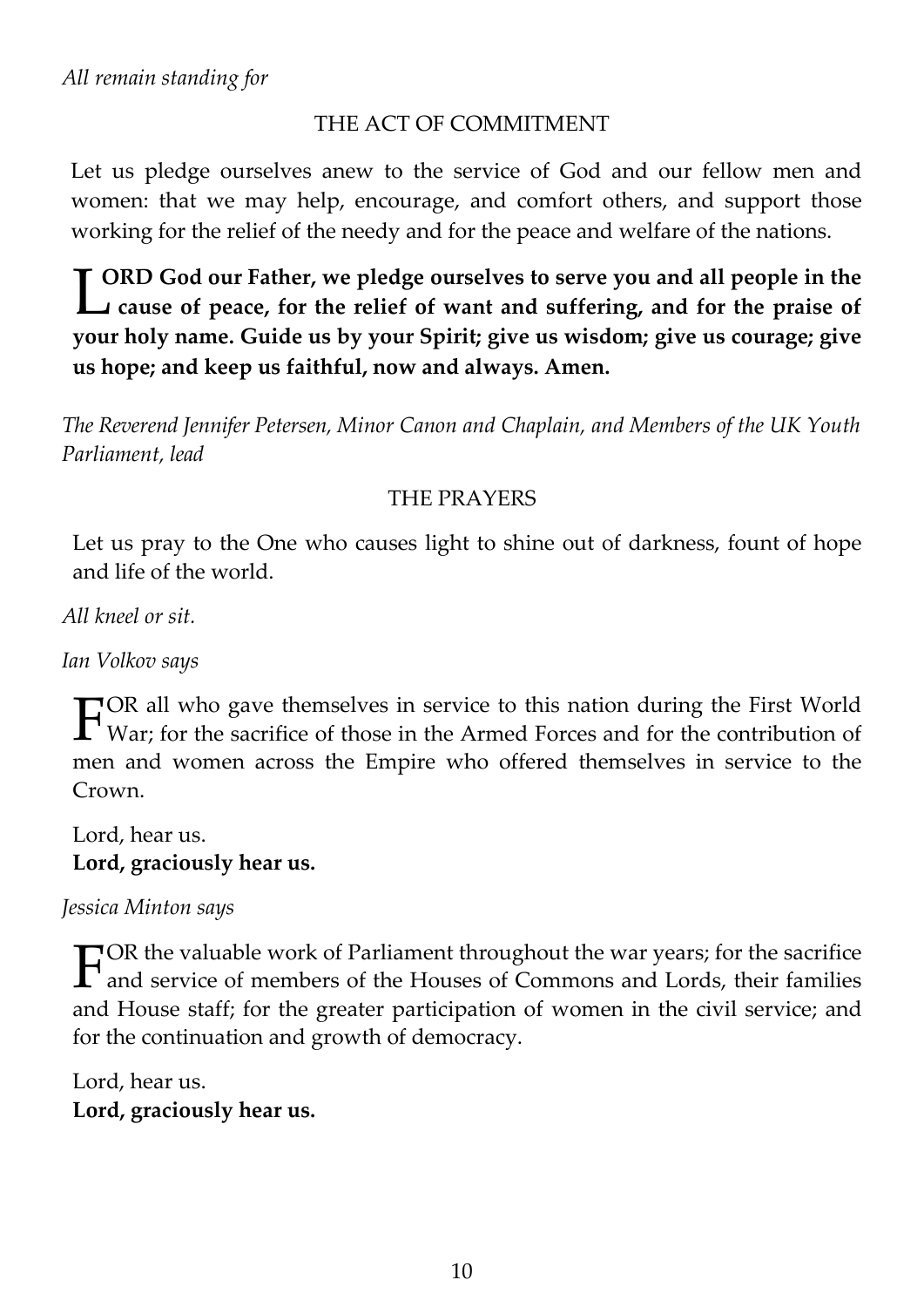*All remain standing for*

## THE ACT OF COMMITMENT

Let us pledge ourselves anew to the service of God and our fellow men and women: that we may help, encourage, and comfort others, and support those working for the relief of the needy and for the peace and welfare of the nations.

**LORD God our Father, we pledge ourselves to serve you and all people in the cause of peace, for the relief of want and suffering, and for the praise of your holy name. Guide us by your Spirit; give us wisdom; give us courage; give us hope; and keep us faithful, now and always. Amen.**

*The Reverend Jennifer Petersen, Minor Canon and Chaplain, and Members of the UK Youth Parliament, lead*

## THE PRAYERS

Let us pray to the One who causes light to shine out of darkness, fount of hope and life of the world.

*All kneel or sit.*

*Ian Volkov says*

FOR all who gave themselves in service to this nation during the First World War; for the sacrifice of those in the Armed Forces and for the contribution of men and women across the Empire who offered themselves in service to the Crown.

Lord, hear us.
**Lord, graciously hear us.**

*Jessica Minton says*

FOR the valuable work of Parliament throughout the war years; for the sacrifice and service of members of the Houses of Commons and Lords, their families and House staff; for the greater participation of women in the civil service; and for the continuation and growth of democracy.

Lord, hear us.
**Lord, graciously hear us.**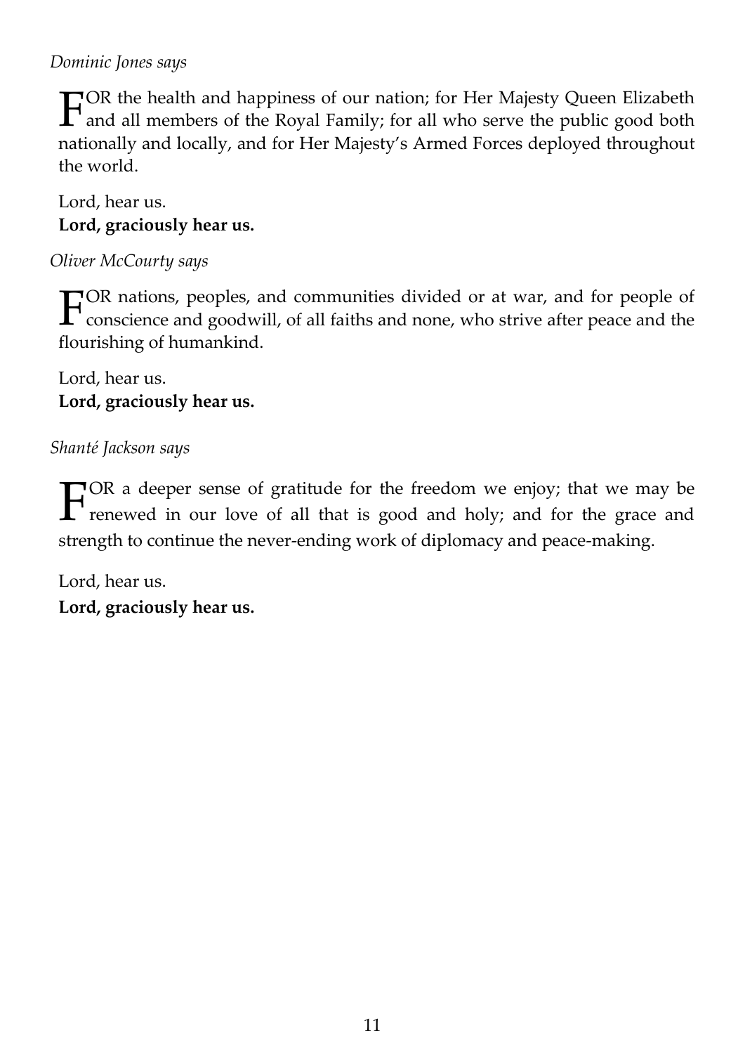*Dominic Jones says*

FOR the health and happiness of our nation; for Her Majesty Queen Elizabeth and all members of the Royal Family; for all who serve the public good both nationally and locally, and for Her Majesty's Armed Forces deployed throughout the world.

Lord, hear us.  
**Lord, graciously hear us.**

*Oliver McCourty says*

FOR nations, peoples, and communities divided or at war, and for people of conscience and goodwill, of all faiths and none, who strive after peace and the flourishing of humankind.

Lord, hear us.  
**Lord, graciously hear us.**

*Shanté Jackson says*

FOR a deeper sense of gratitude for the freedom we enjoy; that we may be renewed in our love of all that is good and holy; and for the grace and strength to continue the never-ending work of diplomacy and peace-making.

Lord, hear us.  
**Lord, graciously hear us.**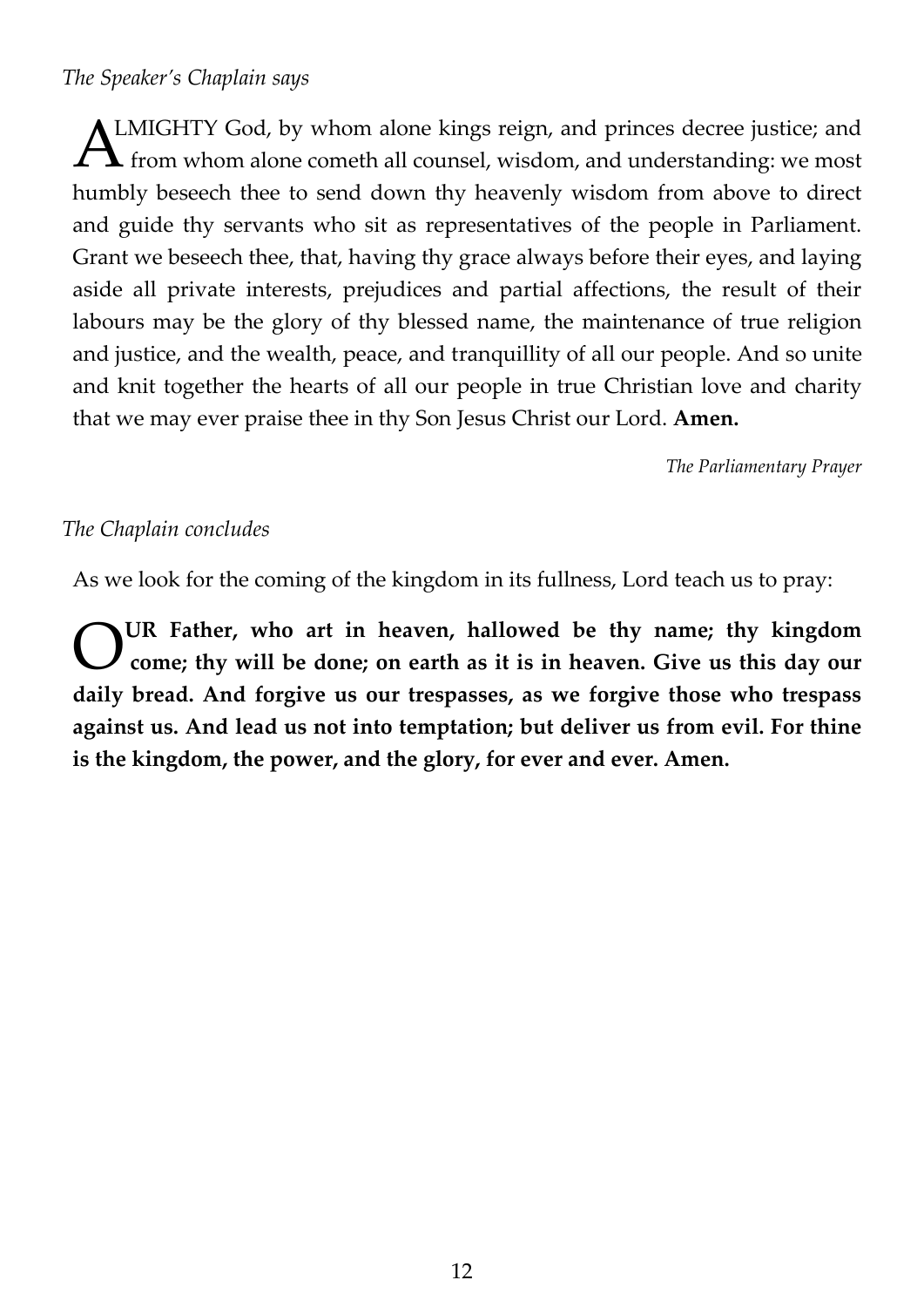*The Speaker's Chaplain says*

ALMIGHTY God, by whom alone kings reign, and princes decree justice; and from whom alone cometh all counsel, wisdom, and understanding: we most humbly beseech thee to send down thy heavenly wisdom from above to direct and guide thy servants who sit as representatives of the people in Parliament. Grant we beseech thee, that, having thy grace always before their eyes, and laying aside all private interests, prejudices and partial affections, the result of their labours may be the glory of thy blessed name, the maintenance of true religion and justice, and the wealth, peace, and tranquillity of all our people. And so unite and knit together the hearts of all our people in true Christian love and charity that we may ever praise thee in thy Son Jesus Christ our Lord. **Amen.**

*The Parliamentary Prayer*

*The Chaplain concludes*

As we look for the coming of the kingdom in its fullness, Lord teach us to pray:

**OUR Father, who art in heaven, hallowed be thy name; thy kingdom come; thy will be done; on earth as it is in heaven. Give us this day our daily bread. And forgive us our trespasses, as we forgive those who trespass against us. And lead us not into temptation; but deliver us from evil. For thine is the kingdom, the power, and the glory, for ever and ever. Amen.**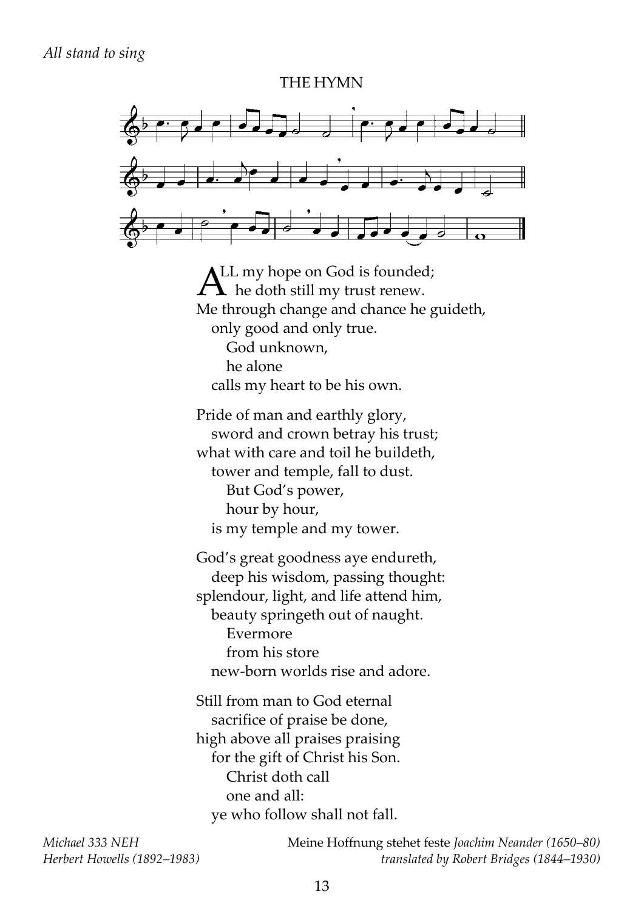*All stand to sing*

THE HYMN

ALL my hope on God is founded;
he doth still my trust renew.
Me through change and chance he guideth,
only good and only true.
God unknown,
he alone
calls my heart to be his own.

Pride of man and earthly glory,
sword and crown betray his trust;
what with care and toil he buildeth,
tower and temple, fall to dust.
But God's power,
hour by hour,
is my temple and my tower.

God's great goodness aye endureth,
deep his wisdom, passing thought:
splendour, light, and life attend him,
beauty springeth out of naught.
Evermore
from his store
new-born worlds rise and adore.

Still from man to God eternal
sacrifice of praise be done,
high above all praises praising
for the gift of Christ his Son.
Christ doth call
one and all:
ye who follow shall not fall.

*Michael 333 NEH*
*Herbert Howells (1892–1983)*

Meine Hoffnung stehet feste *Joachim Neander (1650–80)*
*translated by Robert Bridges (1844–1930)*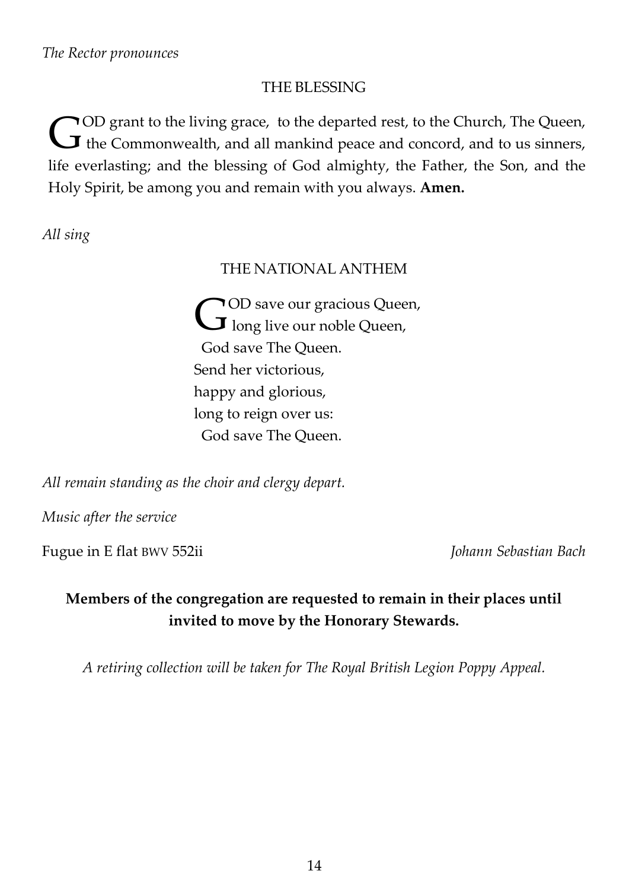*The Rector pronounces*

## THE BLESSING

GOD grant to the living grace, to the departed rest, to the Church, The Queen, the Commonwealth, and all mankind peace and concord, and to us sinners, life everlasting; and the blessing of God almighty, the Father, the Son, and the Holy Spirit, be among you and remain with you always. **Amen.**

*All sing*

## THE NATIONAL ANTHEM

GOD save our gracious Queen,
long live our noble Queen,
God save The Queen.
Send her victorious,
happy and glorious,
long to reign over us:
God save The Queen.

*All remain standing as the choir and clergy depart.*

*Music after the service*

Fugue in E flat BWV 552ii *Johann Sebastian Bach*

**Members of the congregation are requested to remain in their places until invited to move by the Honorary Stewards.**

*A retiring collection will be taken for The Royal British Legion Poppy Appeal.*